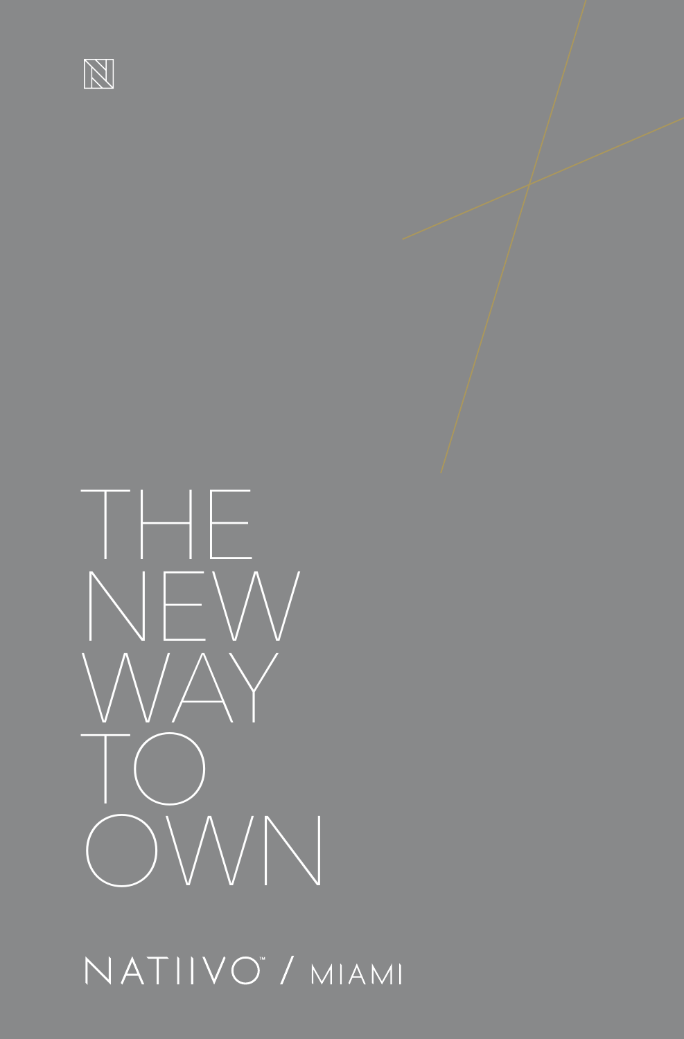# THE NEW WAY TO OWN

NATIIVO™ / MIAMI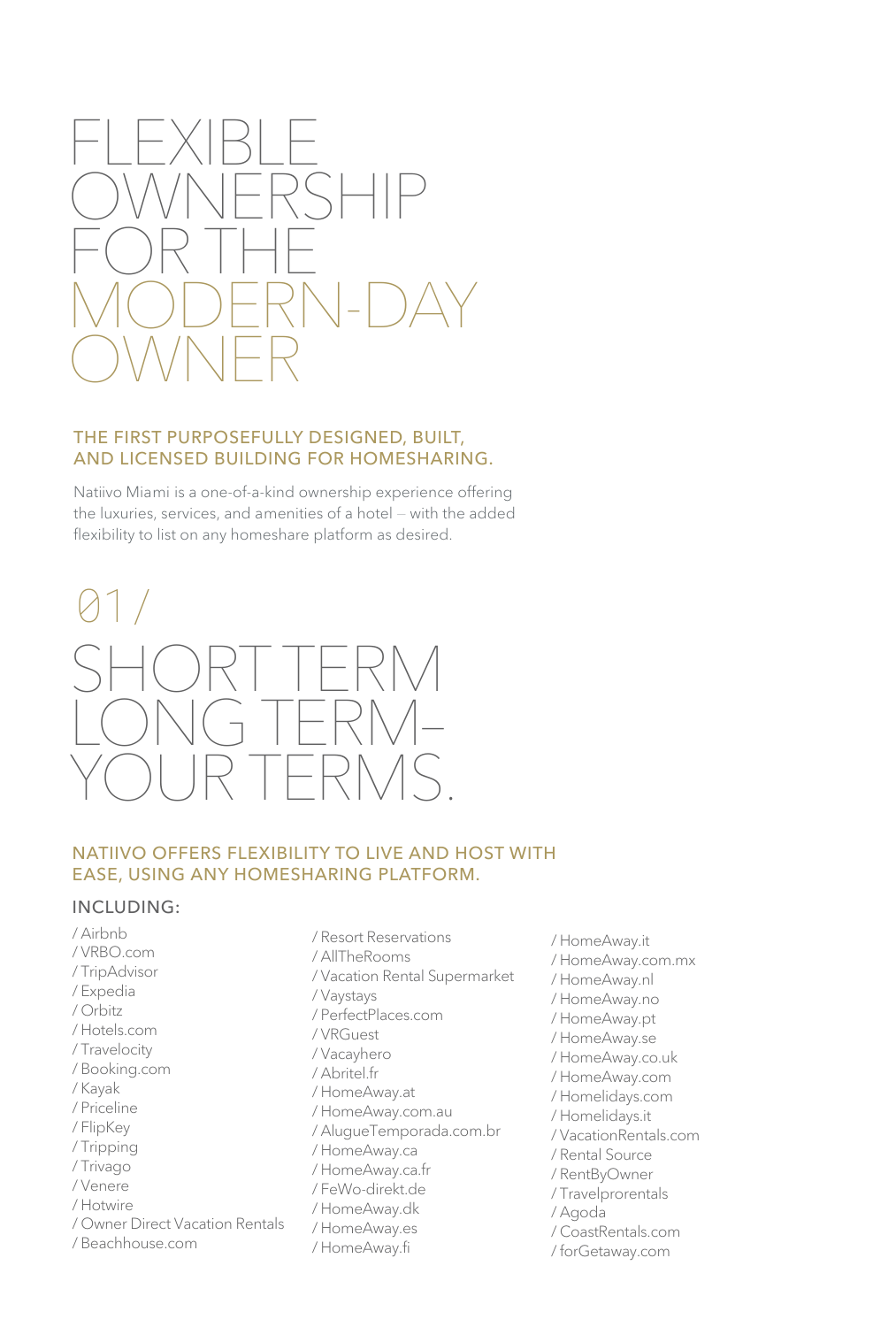# FLEXIBLE OWNERSHIP FOR THE MODERN-DAY OWNER

### THE FIRST PURPOSEFULLY DESIGNED, BUILT, AND LICENSED BUILDING FOR HOMESHARING.

Natiivo Miami is a one-of-a-kind ownership experience offering the luxuries, services, and amenities of a hotel – with the added flexibility to list on any homeshare platform as desired.

## 01 /

# SHORT TERM LONG TERM– YOUR TERMS.

### NATIIVO OFFERS FLEXIBILITY TO LIVE AND HOST WITH EASE, USING ANY HOMESHARING PLATFORM.

INCLUDING:

/ Airbnb
/ VRBO.com
/ TripAdvisor
/ Expedia
/ Orbitz
/ Hotels.com
/ Travelocity
/ Booking.com
/ Kayak
/ Priceline
/ FlipKey
/ Tripping
/ Trivago
/ Venere
/ Hotwire
/ Owner Direct Vacation Rentals
/ Beachhouse.com
/ Resort Reservations
/ AllTheRooms
/ Vacation Rental Supermarket
/ Vaystays
/ PerfectPlaces.com
/ VRGuest
/ Vacayhero
/ Abritel.fr
/ HomeAway.at
/ HomeAway.com.au
/ AlugueTemporada.com.br
/ HomeAway.ca
/ HomeAway.ca.fr
/ FeWo-direkt.de
/ HomeAway.dk
/ HomeAway.es
/ HomeAway.fi
/ HomeAway.it
/ HomeAway.com.mx
/ HomeAway.nl
/ HomeAway.no
/ HomeAway.pt
/ HomeAway.se
/ HomeAway.co.uk
/ HomeAway.com
/ Homelidays.com
/ Homelidays.it
/ VacationRentals.com
/ Rental Source
/ RentByOwner
/ Travelprorentals
/ Agoda
/ CoastRentals.com
/ forGetaway.com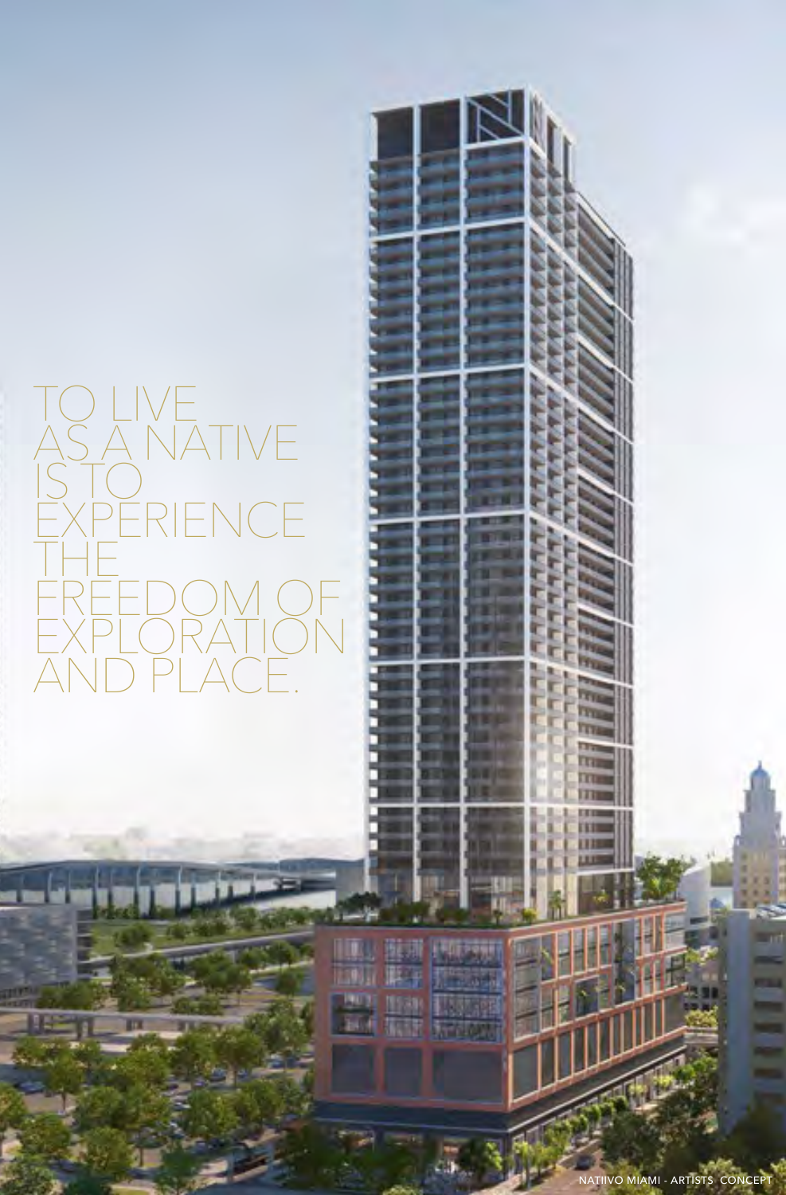TO LIVE AS A NATIVE IS TO EXPERIENCE THE FREEDOM OF EXPLORATION AND PLACE.

NATIIVO MIAMI - ARTISTS CONCEPT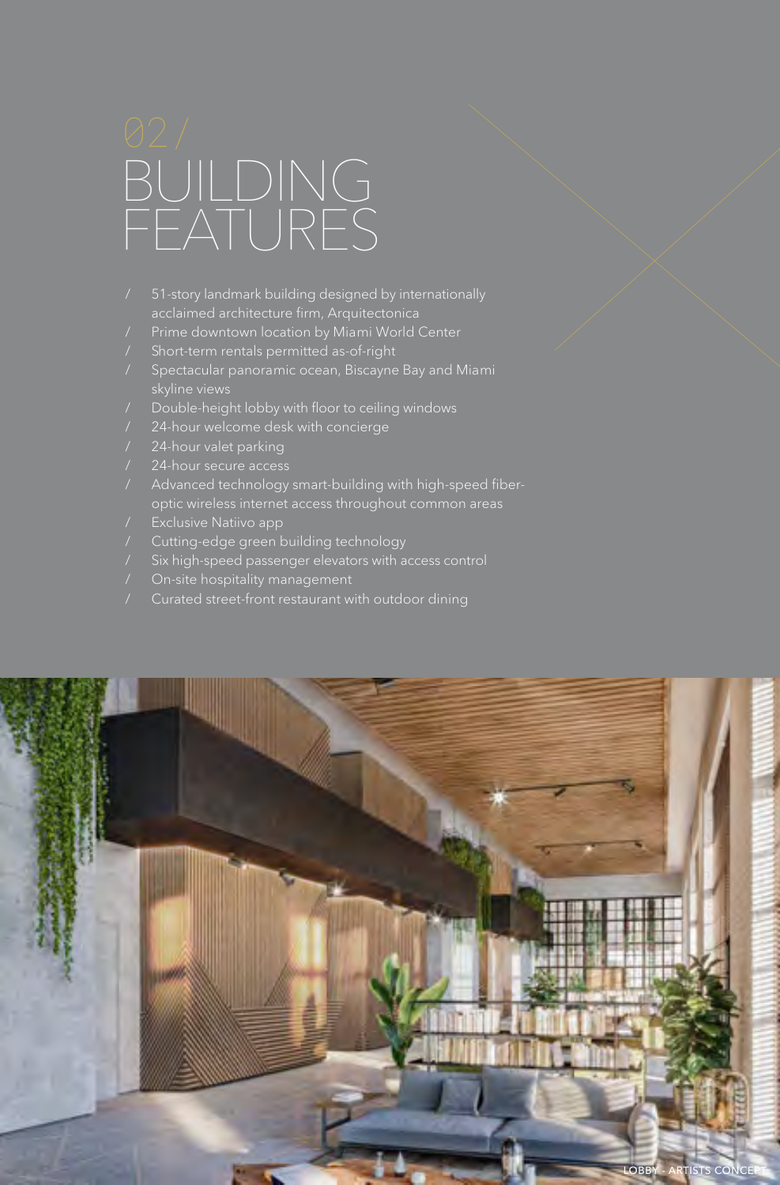02 /

# BUILDING FEATURES

/ 51-story landmark building designed by internationally acclaimed architecture firm, Arquitectonica

/ Prime downtown location by Miami World Center

/ Short-term rentals permitted as-of-right

/ Spectacular panoramic ocean, Biscayne Bay and Miami skyline views

/ Double-height lobby with floor to ceiling windows

/ 24-hour welcome desk with concierge

/ 24-hour valet parking

/ 24-hour secure access

/ Advanced technology smart-building with high-speed fiber-optic wireless internet access throughout common areas

/ Exclusive Natiivo app

/ Cutting-edge green building technology

/ Six high-speed passenger elevators with access control

/ On-site hospitality management

/ Curated street-front restaurant with outdoor dining

LOBBY - ARTISTS CONCEPT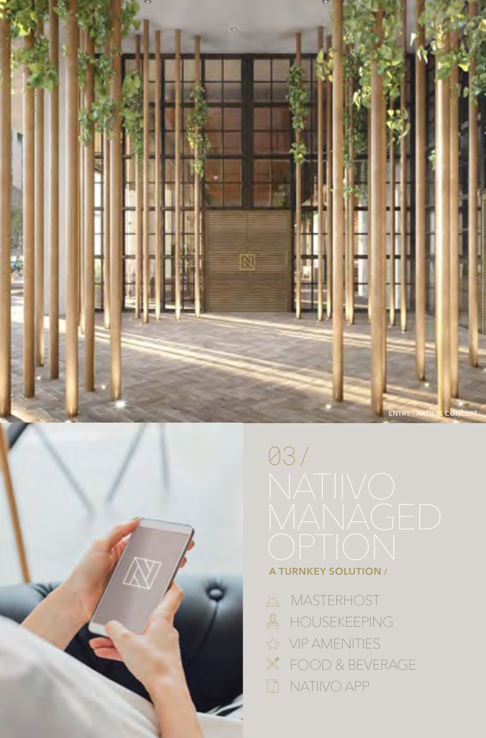ENTRY : ARTISTS CONCEPT

# 03 / NATIIVO MANAGED OPTION

**A TURNKEY SOLUTION /**

- MASTERHOST
- HOUSEKEEPING
- VIP AMENITIES
- FOOD & BEVERAGE
- NATIIVO APP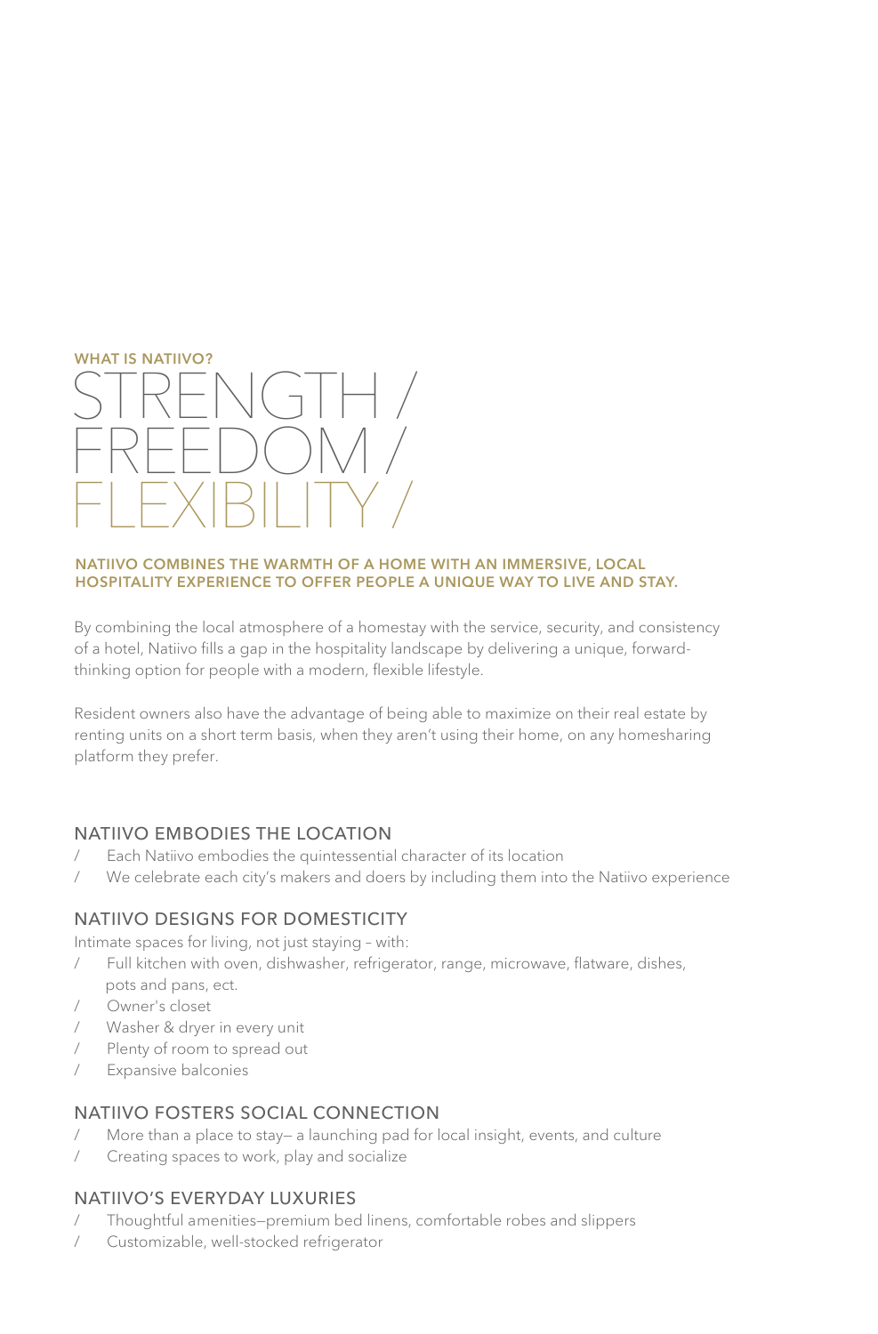**WHAT IS NATIIVO?**

# STRENGTH / FREEDOM / FLEXIBILITY /

**NATIIVO COMBINES THE WARMTH OF A HOME WITH AN IMMERSIVE, LOCAL HOSPITALITY EXPERIENCE TO OFFER PEOPLE A UNIQUE WAY TO LIVE AND STAY.**

By combining the local atmosphere of a homestay with the service, security, and consistency of a hotel, Natiivo fills a gap in the hospitality landscape by delivering a unique, forward-thinking option for people with a modern, flexible lifestyle.

Resident owners also have the advantage of being able to maximize on their real estate by renting units on a short term basis, when they aren't using their home, on any homesharing platform they prefer.

## NATIIVO EMBODIES THE LOCATION

/ Each Natiivo embodies the quintessential character of its location
/ We celebrate each city's makers and doers by including them into the Natiivo experience

## NATIIVO DESIGNS FOR DOMESTICITY

Intimate spaces for living, not just staying – with:

/ Full kitchen with oven, dishwasher, refrigerator, range, microwave, flatware, dishes, pots and pans, ect.
/ Owner's closet
/ Washer & dryer in every unit
/ Plenty of room to spread out
/ Expansive balconies

## NATIIVO FOSTERS SOCIAL CONNECTION

/ More than a place to stay— a launching pad for local insight, events, and culture
/ Creating spaces to work, play and socialize

## NATIIVO'S EVERYDAY LUXURIES

/ Thoughtful amenities—premium bed linens, comfortable robes and slippers
/ Customizable, well-stocked refrigerator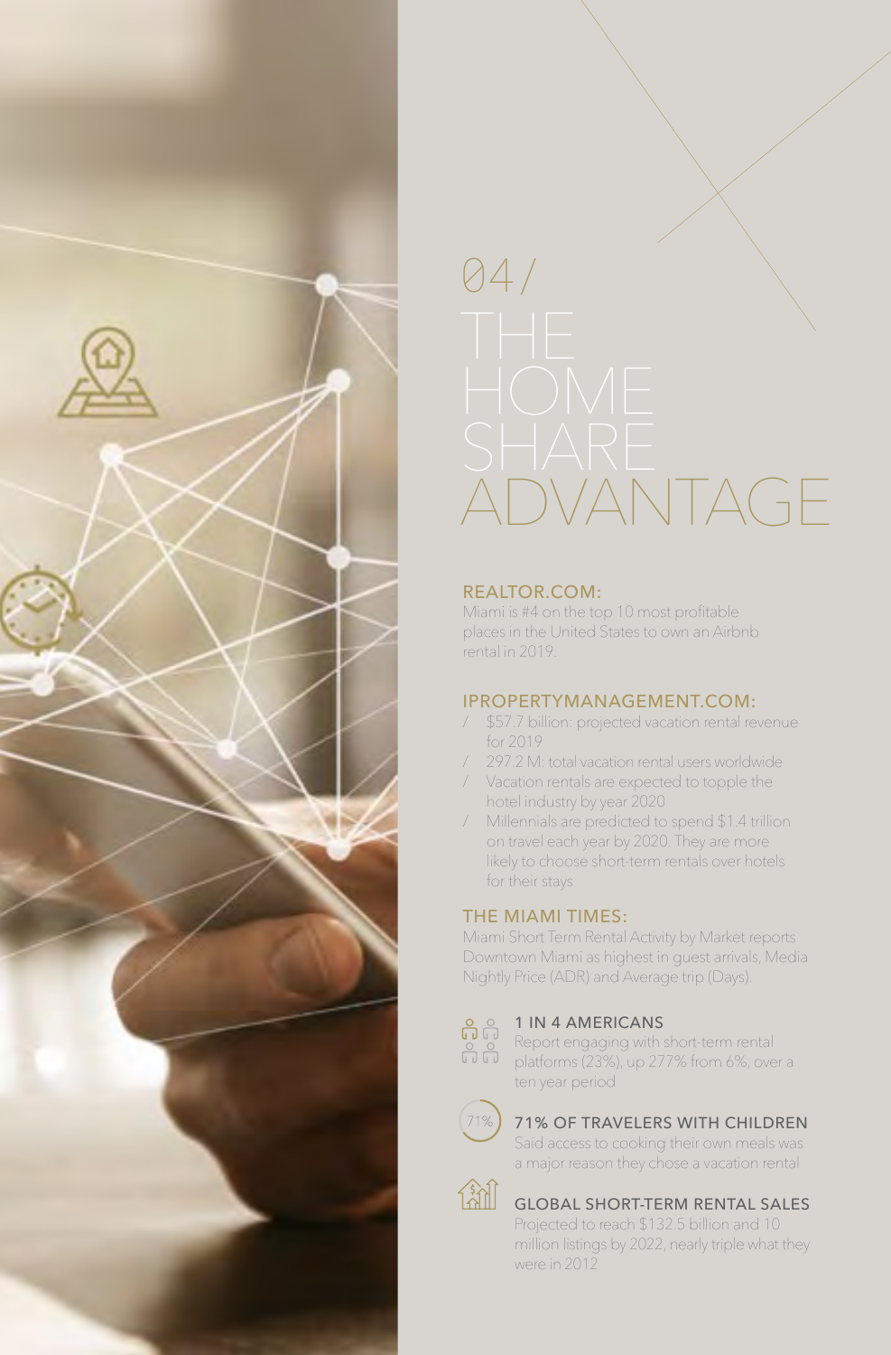04/

# THE HOME SHARE ADVANTAGE

## REALTOR.COM:

Miami is #4 on the top 10 most profitable places in the United States to own an Airbnb rental in 2019.

## IPROPERTYMANAGEMENT.COM:

/ $57.7 billion: projected vacation rental revenue for 2019

/ 297.2 M: total vacation rental users worldwide

/ Vacation rentals are expected to topple the hotel industry by year 2020

/ Millennials are predicted to spend $1.4 trillion on travel each year by 2020. They are more likely to choose short-term rentals over hotels for their stays

## THE MIAMI TIMES:

Miami Short Term Rental Activity by Market reports Downtown Miami as highest in guest arrivals, Media Nightly Price (ADR) and Average trip (Days).

### 1 IN 4 AMERICANS

Report engaging with short-term rental platforms (23%), up 277% from 6%, over a ten year period

71%

### 71% OF TRAVELERS WITH CHILDREN

Said access to cooking their own meals was a major reason they chose a vacation rental

### GLOBAL SHORT-TERM RENTAL SALES

Projected to reach $132.5 billion and 10 million listings by 2022, nearly triple what they were in 2012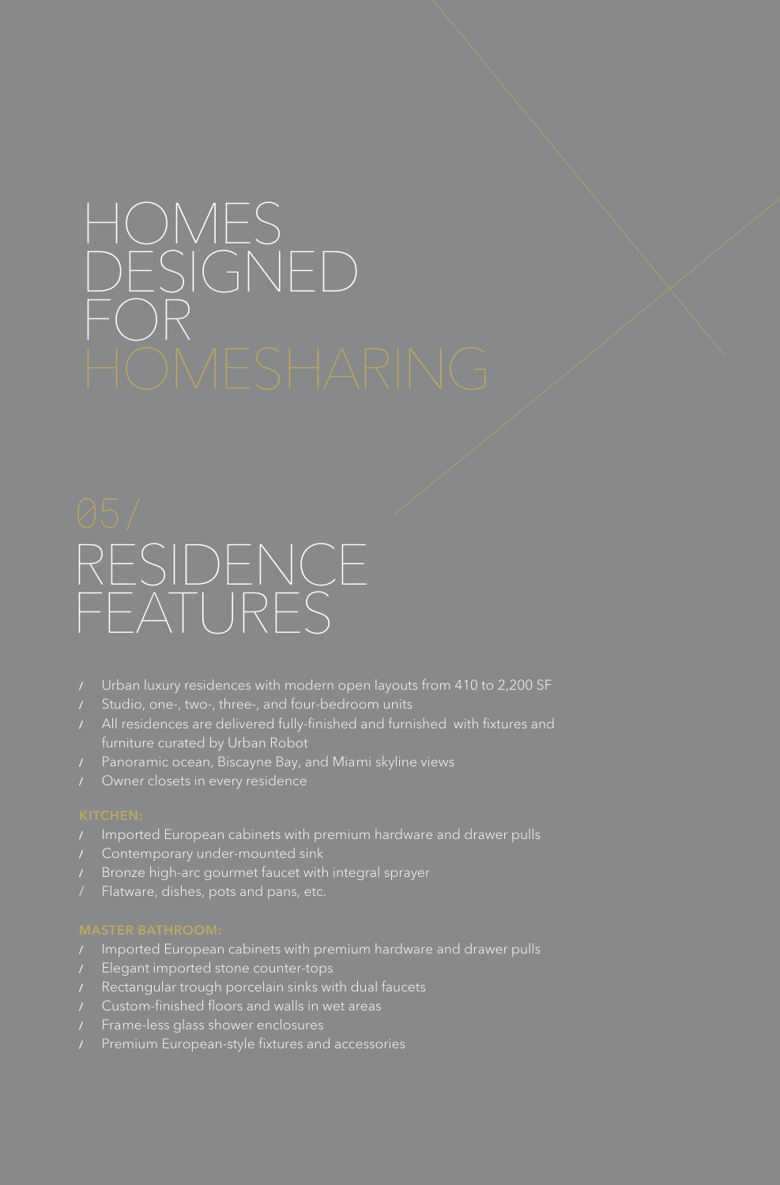# HOMES DESIGNED FOR HOMESHARING

## 05/ RESIDENCE FEATURES

- Urban luxury residences with modern open layouts from 410 to 2,200 SF
- Studio, one-, two-, three-, and four-bedroom units
- All residences are delivered fully-finished and furnished with fixtures and furniture curated by Urban Robot
- Panoramic ocean, Biscayne Bay, and Miami skyline views
- Owner closets in every residence

### KITCHEN:

- Imported European cabinets with premium hardware and drawer pulls
- Contemporary under-mounted sink
- Bronze high-arc gourmet faucet with integral sprayer
- Flatware, dishes, pots and pans, etc.

### MASTER BATHROOM:

- Imported European cabinets with premium hardware and drawer pulls
- Elegant imported stone counter-tops
- Rectangular trough porcelain sinks with dual faucets
- Custom-finished floors and walls in wet areas
- Frame-less glass shower enclosures
- Premium European-style fixtures and accessories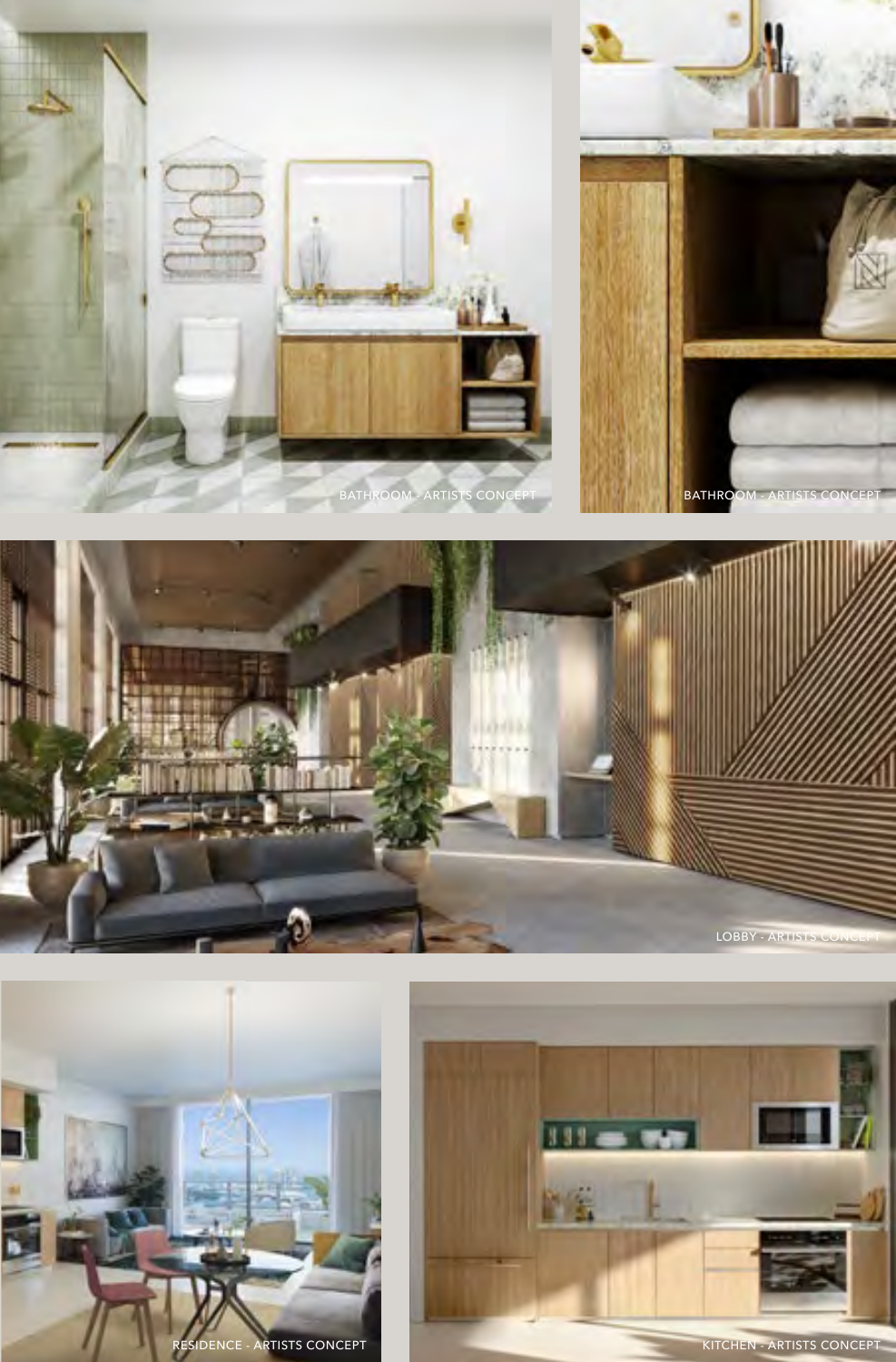BATHROOM - ARTISTS CONCEPT

BATHROOM - ARTISTS CONCEPT

LOBBY - ARTISTS CONCEPT

RESIDENCE - ARTISTS CONCEPT

KITCHEN - ARTISTS CONCEPT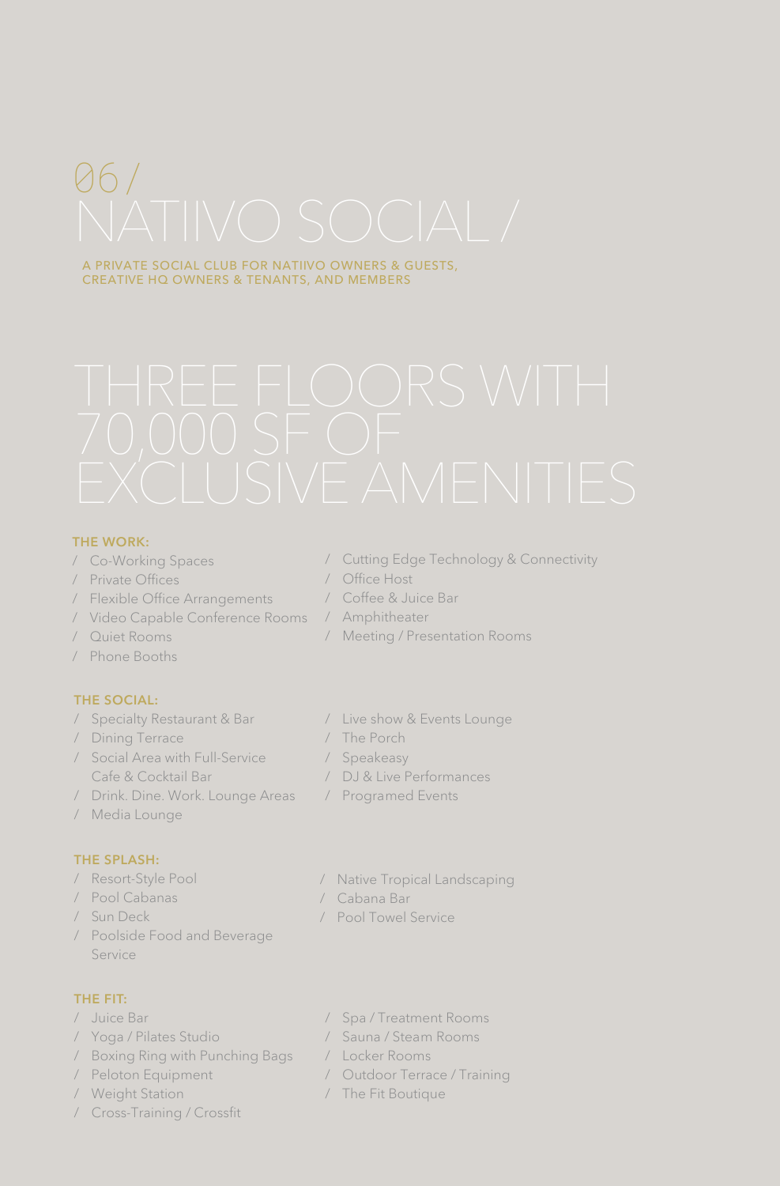# 06 / NATIIVO SOCIAL /

A PRIVATE SOCIAL CLUB FOR NATIIVO OWNERS & GUESTS, CREATIVE HQ OWNERS & TENANTS, AND MEMBERS

## THREE FLOORS WITH 70,000 SF OF EXCLUSIVE AMENITIES

### THE WORK:

- / Co-Working Spaces
- / Private Offices
- / Flexible Office Arrangements
- / Video Capable Conference Rooms
- / Quiet Rooms
- / Phone Booths
- / Cutting Edge Technology & Connectivity
- / Office Host
- / Coffee & Juice Bar
- / Amphitheater
- / Meeting / Presentation Rooms

### THE SOCIAL:

- / Specialty Restaurant & Bar
- / Dining Terrace
- / Social Area with Full-Service Cafe & Cocktail Bar
- / Drink. Dine. Work. Lounge Areas
- / Media Lounge
- / Live show & Events Lounge
- / The Porch
- / Speakeasy
- / DJ & Live Performances
- / Programed Events

### THE SPLASH:

- / Resort-Style Pool
- / Pool Cabanas
- / Sun Deck
- / Poolside Food and Beverage Service
- / Native Tropical Landscaping
- / Cabana Bar
- / Pool Towel Service

### THE FIT:

- / Juice Bar
- / Yoga / Pilates Studio
- / Boxing Ring with Punching Bags
- / Peloton Equipment
- / Weight Station
- / Cross-Training / Crossfit
- / Spa / Treatment Rooms
- / Sauna / Steam Rooms
- / Locker Rooms
- / Outdoor Terrace / Training
- / The Fit Boutique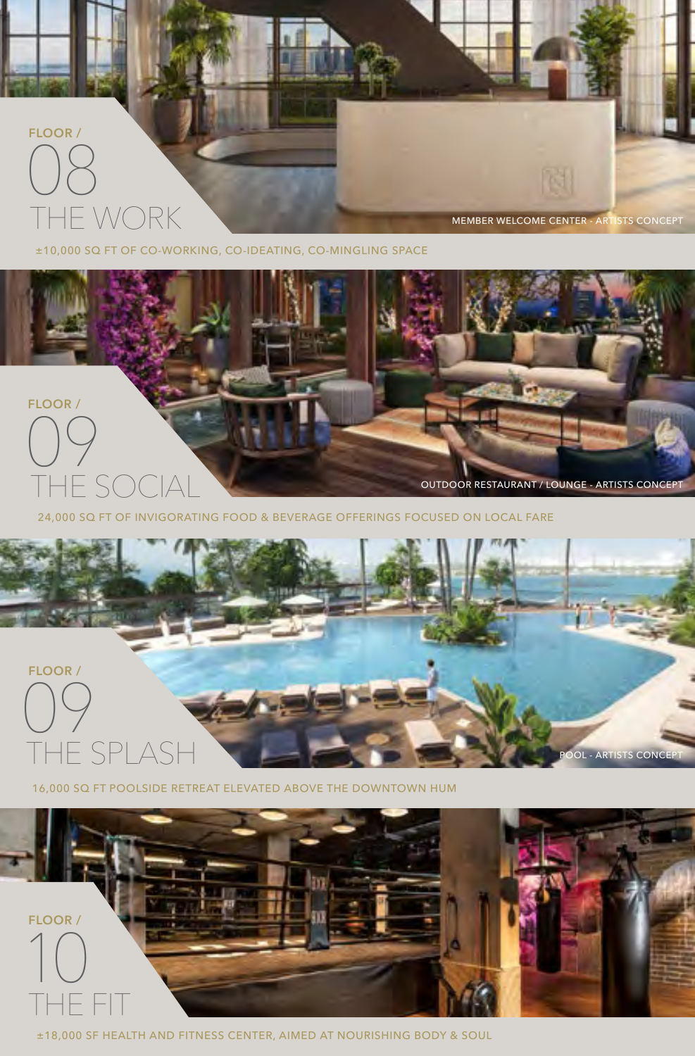FLOOR /

## 08 THE WORK

MEMBER WELCOME CENTER - ARTISTS CONCEPT

±10,000 SQ FT OF CO-WORKING, CO-IDEATING, CO-MINGLING SPACE

FLOOR /

## 09 THE SOCIAL

OUTDOOR RESTAURANT / LOUNGE - ARTISTS CONCEPT

24,000 SQ FT OF INVIGORATING FOOD & BEVERAGE OFFERINGS FOCUSED ON LOCAL FARE

FLOOR /

## 09 THE SPLASH

POOL - ARTISTS CONCEPT

16,000 SQ FT POOLSIDE RETREAT ELEVATED ABOVE THE DOWNTOWN HUM

FLOOR /

## 10 THE FIT

±18,000 SF HEALTH AND FITNESS CENTER, AIMED AT NOURISHING BODY & SOUL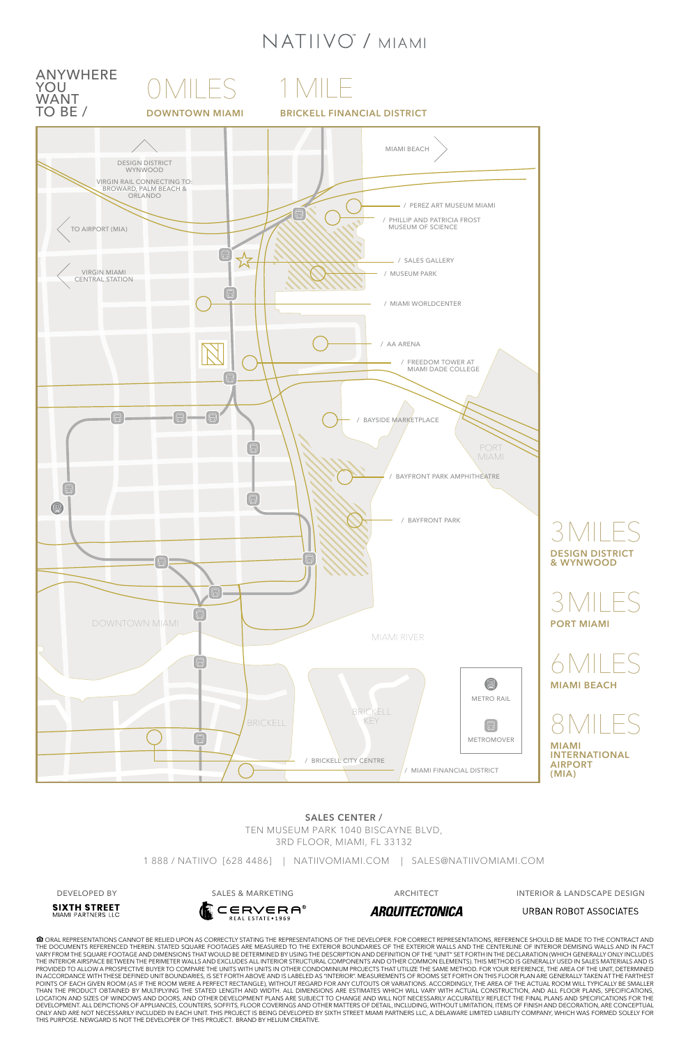# NATIIVO™ / MIAMI

## ANYWHERE YOU WANT TO BE /

0 MILES
DOWNTOWN MIAMI

1 MILE
BRICKELL FINANCIAL DISTRICT

DESIGN DISTRICT
WYNWOOD

VIRGIN RAIL CONNECTING TO: BROWARD, PALM BEACH & ORLANDO

TO AIRPORT (MIA)

VIRGIN MIAMI CENTRAL STATION

MIAMI BEACH

/ PEREZ ART MUSEUM MIAMI

/ PHILLIP AND PATRICIA FROST MUSEUM OF SCIENCE

/ SALES GALLERY

/ MUSEUM PARK

/ MIAMI WORLDCENTER

/ AA ARENA

/ FREEDOM TOWER AT MIAMI DADE COLLEGE

/ BAYSIDE MARKETPLACE

PORT MIAMI

/ BAYFRONT PARK AMPHITHEATRE

/ BAYFRONT PARK

DOWNTOWN MIAMI

MIAMI RIVER

BRICKELL

BRICKELL KEY

METRO RAIL

METROMOVER

/ BRICKELL CITY CENTRE

/ MIAMI FINANCIAL DISTRICT

3 MILES
DESIGN DISTRICT & WYNWOOD

3 MILES
PORT MIAMI

6 MILES
MIAMI BEACH

8 MILES
MIAMI INTERNATIONAL AIRPORT (MIA)

**SALES CENTER /**
TEN MUSEUM PARK 1040 BISCAYNE BLVD,
3RD FLOOR, MIAMI, FL 33132

1 888 / NATIIVO [628 4486] | NATIIVOMIAMI.COM | SALES@NATIIVOMIAMI.COM

DEVELOPED BY
SIXTH STREET MIAMI PARTNERS LLC

SALES & MARKETING
CERVERA® REAL ESTATE • 1969

ARCHITECT
ARQUITECTONICA

INTERIOR & LANDSCAPE DESIGN
URBAN ROBOT ASSOCIATES

ORAL REPRESENTATIONS CANNOT BE RELIED UPON AS CORRECTLY STATING THE REPRESENTATIONS OF THE DEVELOPER. FOR CORRECT REPRESENTATIONS, REFERENCE SHOULD BE MADE TO THE CONTRACT AND THE DOCUMENTS REFERENCED THEREIN. STATED SQUARE FOOTAGES ARE MEASURED TO THE EXTERIOR BOUNDARIES OF THE EXTERIOR WALLS AND THE CENTERLINE OF INTERIOR DEMISING WALLS AND IN FACT VARY FROM THE SQUARE FOOTAGE AND DIMENSIONS THAT WOULD BE DETERMINED BY USING THE DESCRIPTION AND DEFINITION OF THE "UNIT" SET FORTH IN THE DECLARATION (WHICH GENERALLY ONLY INCLUDES THE INTERIOR AIRSPACE BETWEEN THE PERIMETER WALLS AND EXCLUDES ALL INTERIOR STRUCTURAL COMPONENTS AND OTHER COMMON ELEMENTS). THIS METHOD IS GENERALLY USED IN SALES MATERIALS AND IS PROVIDED TO ALLOW A PROSPECTIVE BUYER TO COMPARE THE UNITS WITH UNITS IN OTHER CONDOMINIUM PROJECTS THAT UTILIZE THE SAME METHOD. FOR YOUR REFERENCE, THE AREA OF THE UNIT, DETERMINED IN ACCORDANCE WITH THESE DEFINED UNIT BOUNDARIES, IS SET FORTH ABOVE AND IS LABELED AS "INTERIOR". MEASUREMENTS OF ROOMS SET FORTH ON THIS FLOOR PLAN ARE GENERALLY TAKEN AT THE FARTHEST POINTS OF EACH GIVEN ROOM (AS IF THE ROOM WERE A PERFECT RECTANGLE), WITHOUT REGARD FOR ANY CUTOUTS OR VARIATIONS. ACCORDINGLY, THE AREA OF THE ACTUAL ROOM WILL TYPICALLY BE SMALLER THAN THE PRODUCT OBTAINED BY MULTIPLYING THE STATED LENGTH AND WIDTH. ALL DIMENSIONS ARE ESTIMATES WHICH WILL VARY WITH ACTUAL CONSTRUCTION, AND ALL FLOOR PLANS, SPECIFICATIONS, LOCATION AND SIZES OF WINDOWS AND DOORS, AND OTHER DEVELOPMENT PLANS ARE SUBJECT TO CHANGE AND WILL NOT NECESSARILY ACCURATELY REFLECT THE FINAL PLANS AND SPECIFICATIONS FOR THE DEVELOPMENT. ALL DEPICTIONS OF APPLIANCES, COUNTERS, SOFFITS, FLOOR COVERINGS AND OTHER MATTERS OF DETAIL, INCLUDING, WITHOUT LIMITATION, ITEMS OF FINISH AND DECORATION, ARE CONCEPTUAL ONLY AND ARE NOT NECESSARILY INCLUDED IN EACH UNIT. THIS PROJECT IS BEING DEVELOPED BY SIXTH STREET MIAMI PARTNERS LLC, A DELAWARE LIMITED LIABILITY COMPANY, WHICH WAS FORMED SOLELY FOR THIS PURPOSE. NEWGARD IS NOT THE DEVELOPER OF THIS PROJECT. BRAND BY HELIUM CREATIVE.